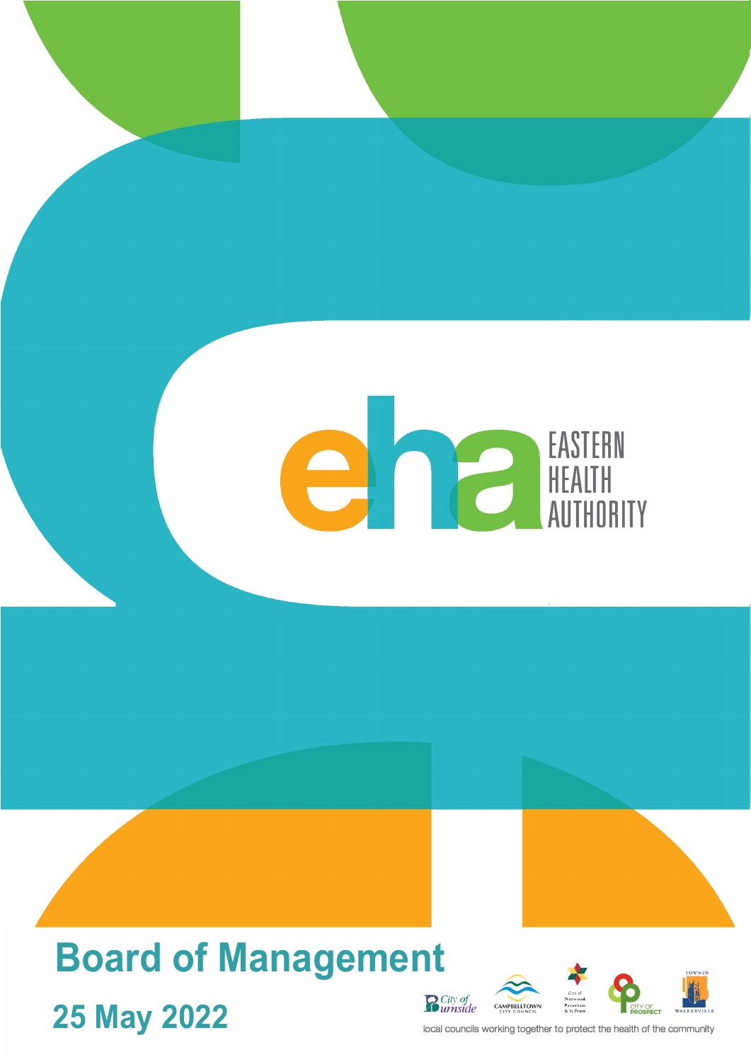EASTERN HEALTH AUTHORITY

# Board of Management

## 25 May 2022

local councils working together to protect the health of the community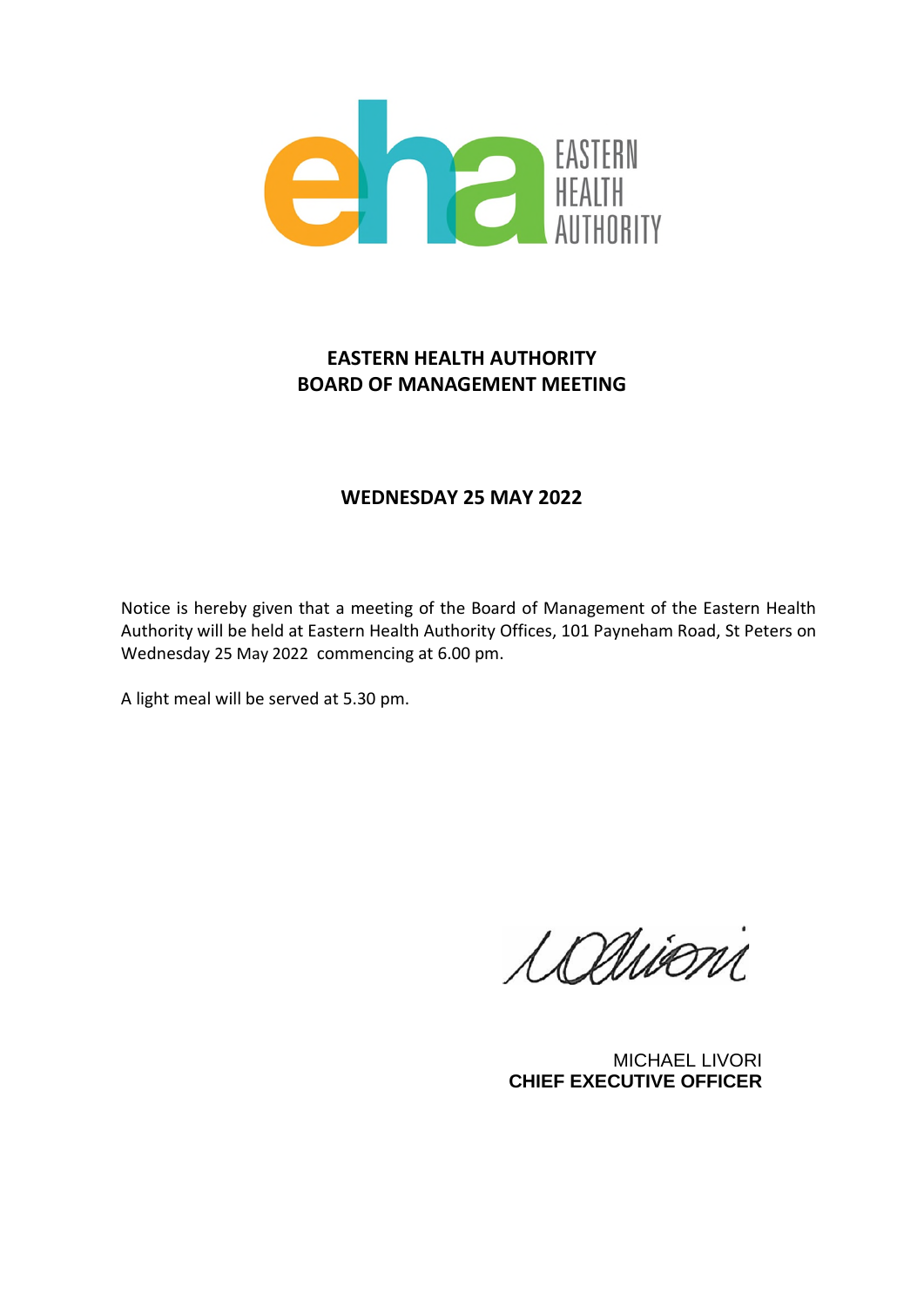# EASTERN HEALTH AUTHORITY
# BOARD OF MANAGEMENT MEETING

## WEDNESDAY 25 MAY 2022

Notice is hereby given that a meeting of the Board of Management of the Eastern Health Authority will be held at Eastern Health Authority Offices, 101 Payneham Road, St Peters on Wednesday 25 May 2022 commencing at 6.00 pm.

A light meal will be served at 5.30 pm.

MICHAEL LIVORI
**CHIEF EXECUTIVE OFFICER**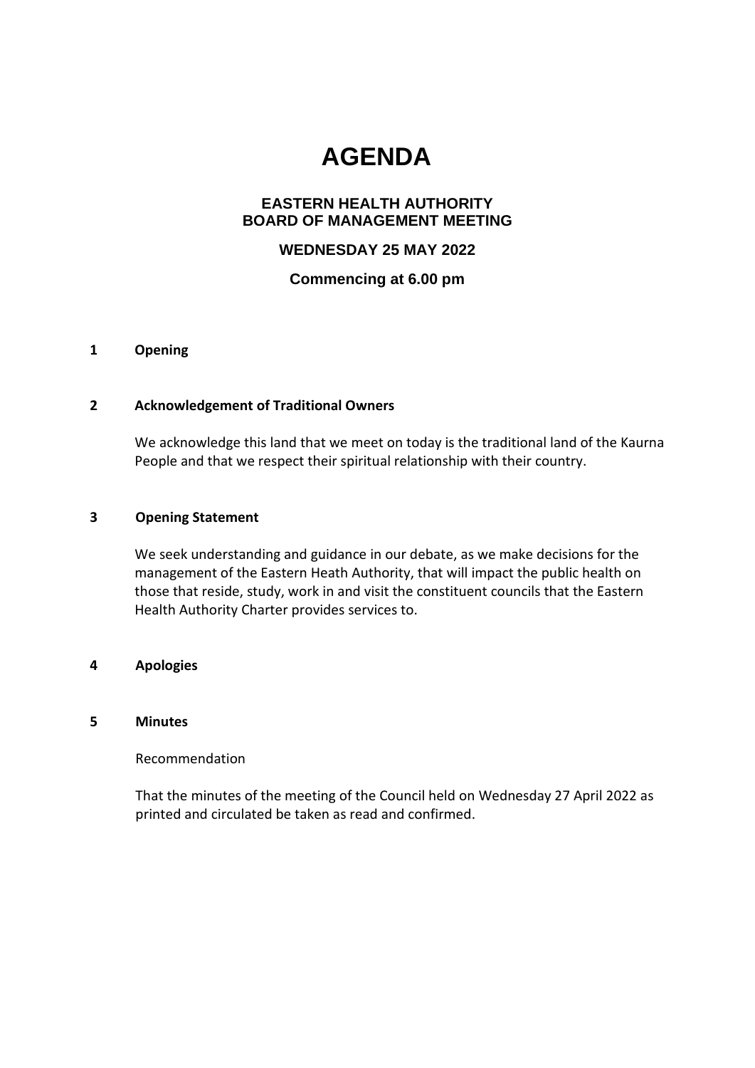# AGENDA

## EASTERN HEALTH AUTHORITY BOARD OF MANAGEMENT MEETING

### WEDNESDAY 25 MAY 2022

### Commencing at 6.00 pm

**1 Opening**

**2 Acknowledgement of Traditional Owners**

We acknowledge this land that we meet on today is the traditional land of the Kaurna People and that we respect their spiritual relationship with their country.

**3 Opening Statement**

We seek understanding and guidance in our debate, as we make decisions for the management of the Eastern Heath Authority, that will impact the public health on those that reside, study, work in and visit the constituent councils that the Eastern Health Authority Charter provides services to.

**4 Apologies**

**5 Minutes**

Recommendation

That the minutes of the meeting of the Council held on Wednesday 27 April 2022 as printed and circulated be taken as read and confirmed.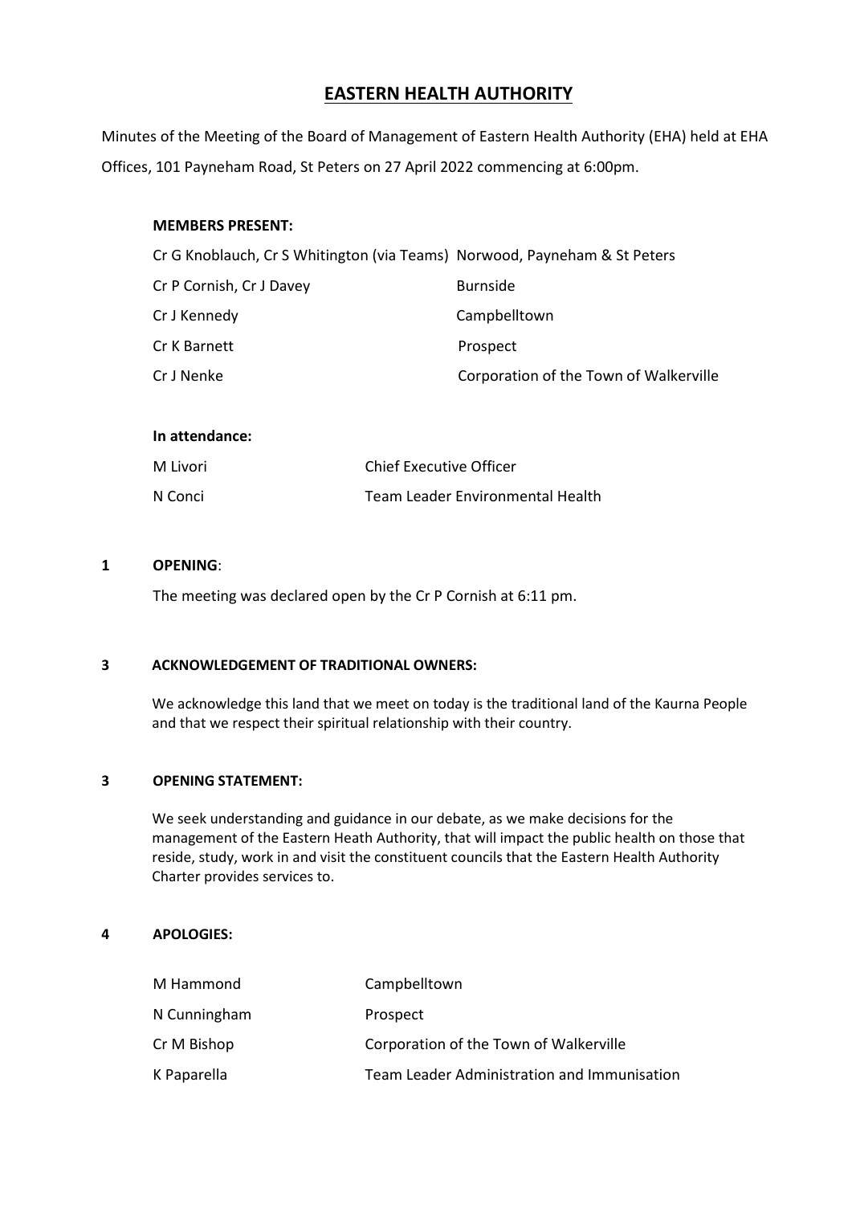# EASTERN HEALTH AUTHORITY

Minutes of the Meeting of the Board of Management of Eastern Health Authority (EHA) held at EHA Offices, 101 Payneham Road, St Peters on 27 April 2022 commencing at 6:00pm.

**MEMBERS PRESENT:**

| | |
|---|---|
| Cr G Knoblauch, Cr S Whitington (via Teams) | Norwood, Payneham & St Peters |
| Cr P Cornish, Cr J Davey | Burnside |
| Cr J Kennedy | Campbelltown |
| Cr K Barnett | Prospect |
| Cr J Nenke | Corporation of the Town of Walkerville |

**In attendance:**

| | |
|---|---|
| M Livori | Chief Executive Officer |
| N Conci | Team Leader Environmental Health |

**1 OPENING**:

The meeting was declared open by the Cr P Cornish at 6:11 pm.

**3 ACKNOWLEDGEMENT OF TRADITIONAL OWNERS:**

We acknowledge this land that we meet on today is the traditional land of the Kaurna People and that we respect their spiritual relationship with their country.

**3 OPENING STATEMENT:**

We seek understanding and guidance in our debate, as we make decisions for the management of the Eastern Heath Authority, that will impact the public health on those that reside, study, work in and visit the constituent councils that the Eastern Health Authority Charter provides services to.

**4 APOLOGIES:**

| | |
|---|---|
| M Hammond | Campbelltown |
| N Cunningham | Prospect |
| Cr M Bishop | Corporation of the Town of Walkerville |
| K Paparella | Team Leader Administration and Immunisation |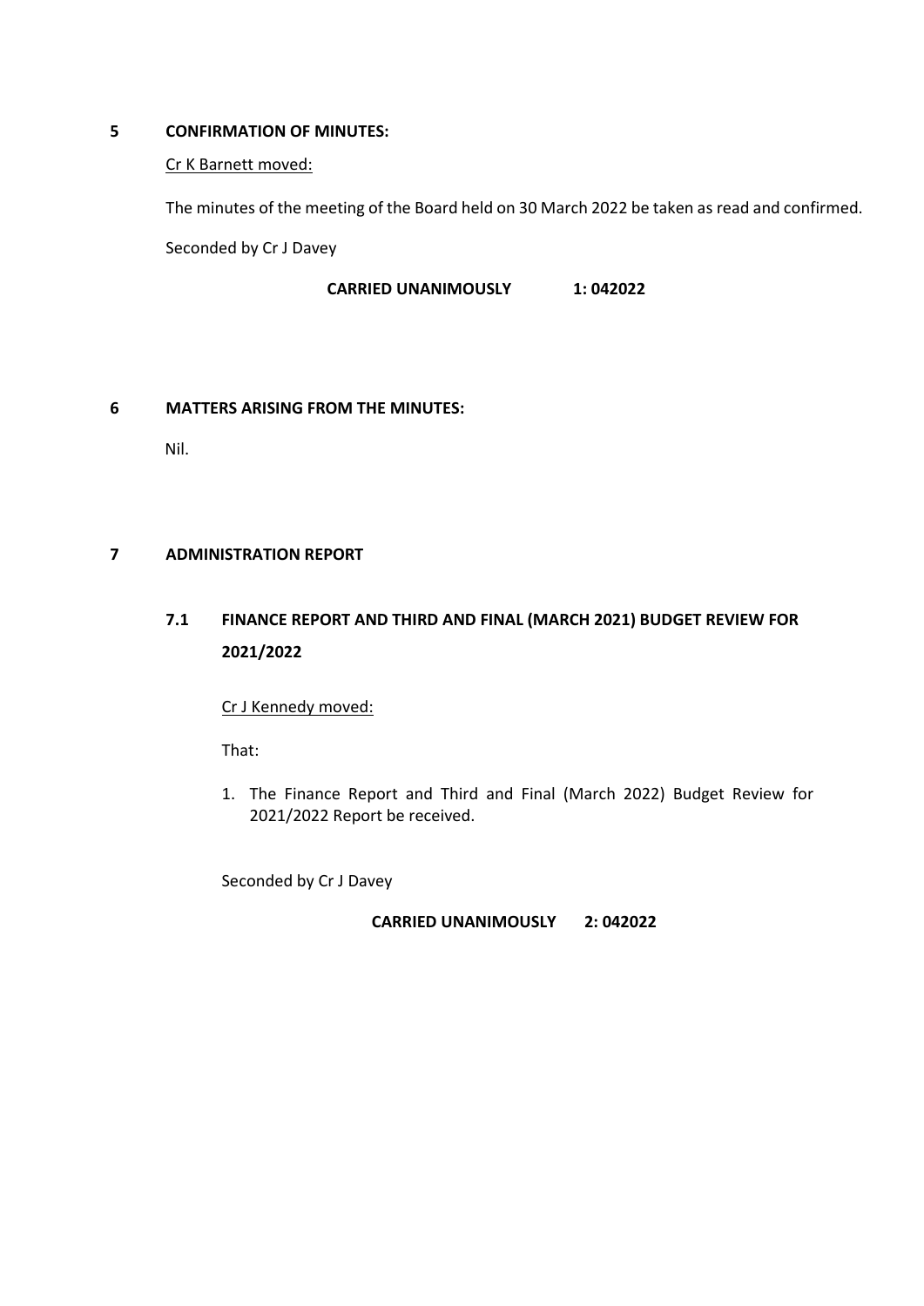## 5 CONFIRMATION OF MINUTES:

Cr K Barnett moved:

The minutes of the meeting of the Board held on 30 March 2022 be taken as read and confirmed.

Seconded by Cr J Davey

**CARRIED UNANIMOUSLY 1: 042022**

## 6 MATTERS ARISING FROM THE MINUTES:

Nil.

## 7 ADMINISTRATION REPORT

### 7.1 FINANCE REPORT AND THIRD AND FINAL (MARCH 2021) BUDGET REVIEW FOR 2021/2022

Cr J Kennedy moved:

That:

1. The Finance Report and Third and Final (March 2022) Budget Review for 2021/2022 Report be received.

Seconded by Cr J Davey

**CARRIED UNANIMOUSLY 2: 042022**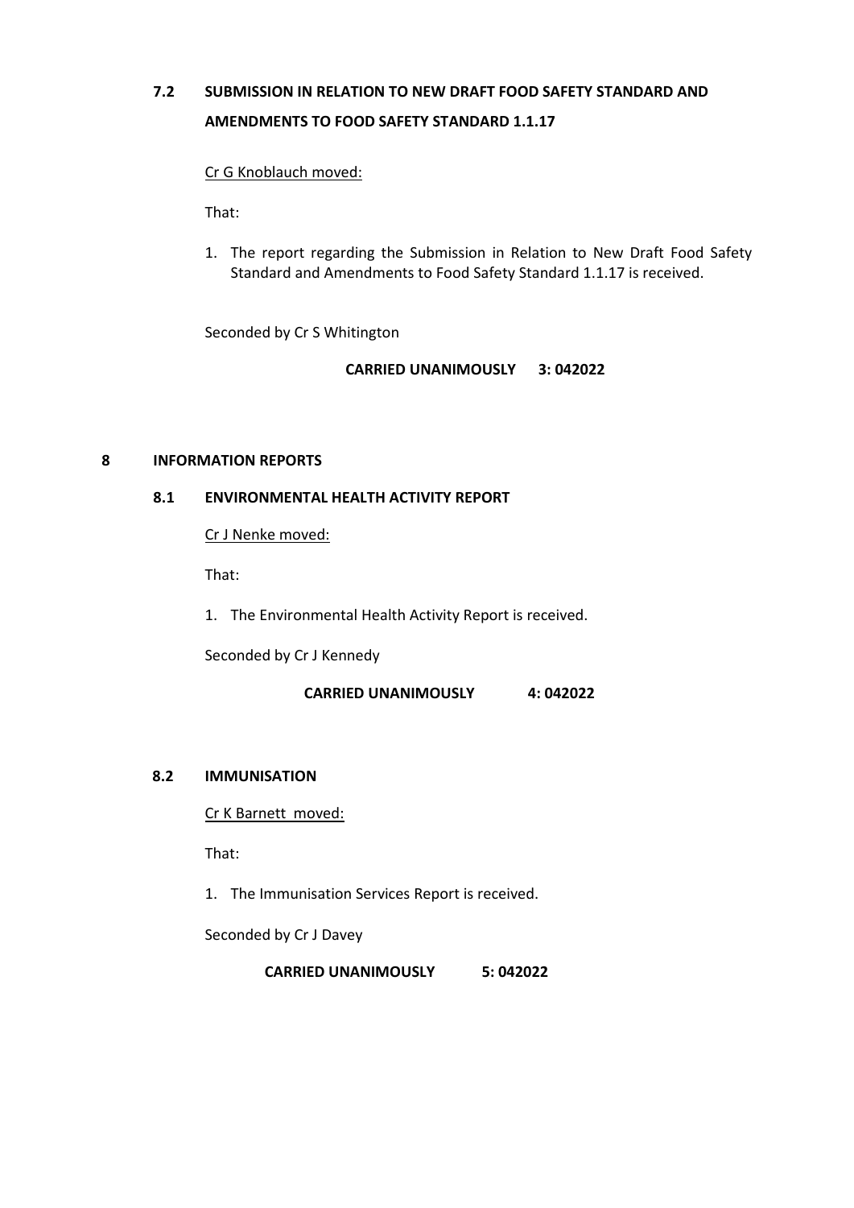## 7.2 SUBMISSION IN RELATION TO NEW DRAFT FOOD SAFETY STANDARD AND AMENDMENTS TO FOOD SAFETY STANDARD 1.1.17

Cr G Knoblauch moved:

That:

1. The report regarding the Submission in Relation to New Draft Food Safety Standard and Amendments to Food Safety Standard 1.1.17 is received.

Seconded by Cr S Whitington

**CARRIED UNANIMOUSLY 3: 042022**

# 8 INFORMATION REPORTS

## 8.1 ENVIRONMENTAL HEALTH ACTIVITY REPORT

Cr J Nenke moved:

That:

1. The Environmental Health Activity Report is received.

Seconded by Cr J Kennedy

**CARRIED UNANIMOUSLY 4: 042022**

## 8.2 IMMUNISATION

Cr K Barnett moved:

That:

1. The Immunisation Services Report is received.

Seconded by Cr J Davey

**CARRIED UNANIMOUSLY 5: 042022**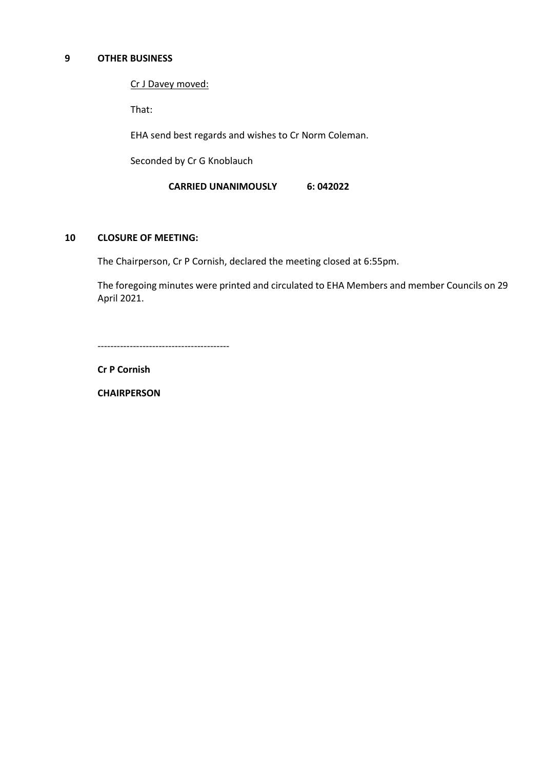## 9 OTHER BUSINESS

Cr J Davey moved:

That:

EHA send best regards and wishes to Cr Norm Coleman.

Seconded by Cr G Knoblauch

**CARRIED UNANIMOUSLY 6: 042022**

## 10 CLOSURE OF MEETING:

The Chairperson, Cr P Cornish, declared the meeting closed at 6:55pm.

The foregoing minutes were printed and circulated to EHA Members and member Councils on 29 April 2021.

-----------------------------------------

**Cr P Cornish**

**CHAIRPERSON**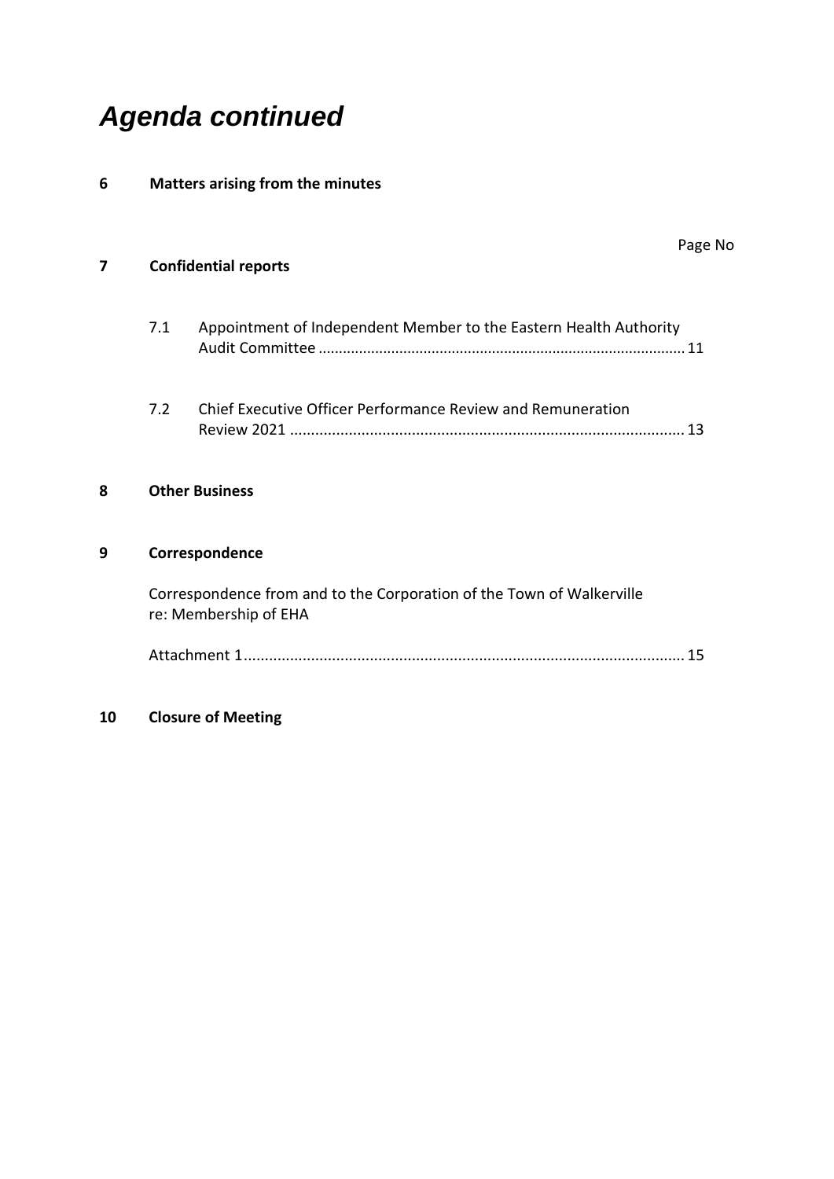# *Agenda continued*

**6 Matters arising from the minutes**

Page No

**7 Confidential reports**

7.1 Appointment of Independent Member to the Eastern Health Authority Audit Committee ........................................................................................ 11

7.2 Chief Executive Officer Performance Review and Remuneration Review 2021 ............................................................................................. 13

**8 Other Business**

**9 Correspondence**

Correspondence from and to the Corporation of the Town of Walkerville re: Membership of EHA

Attachment 1........................................................................................................ 15

**10 Closure of Meeting**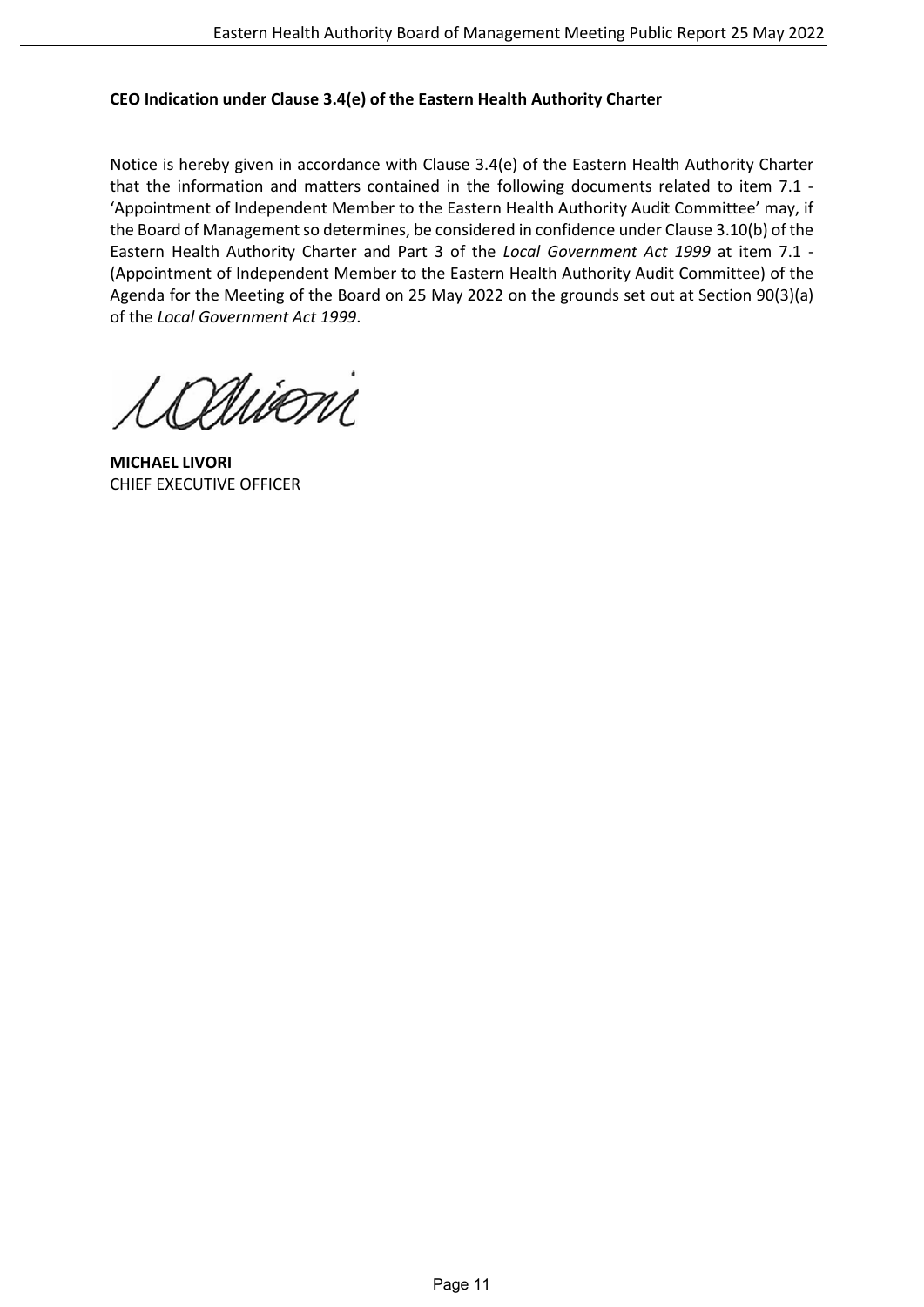**CEO Indication under Clause 3.4(e) of the Eastern Health Authority Charter**

Notice is hereby given in accordance with Clause 3.4(e) of the Eastern Health Authority Charter that the information and matters contained in the following documents related to item 7.1 - 'Appointment of Independent Member to the Eastern Health Authority Audit Committee' may, if the Board of Management so determines, be considered in confidence under Clause 3.10(b) of the Eastern Health Authority Charter and Part 3 of the *Local Government Act 1999* at item 7.1 - (Appointment of Independent Member to the Eastern Health Authority Audit Committee) of the Agenda for the Meeting of the Board on 25 May 2022 on the grounds set out at Section 90(3)(a) of the *Local Government Act 1999*.

**MICHAEL LIVORI**
CHIEF EXECUTIVE OFFICER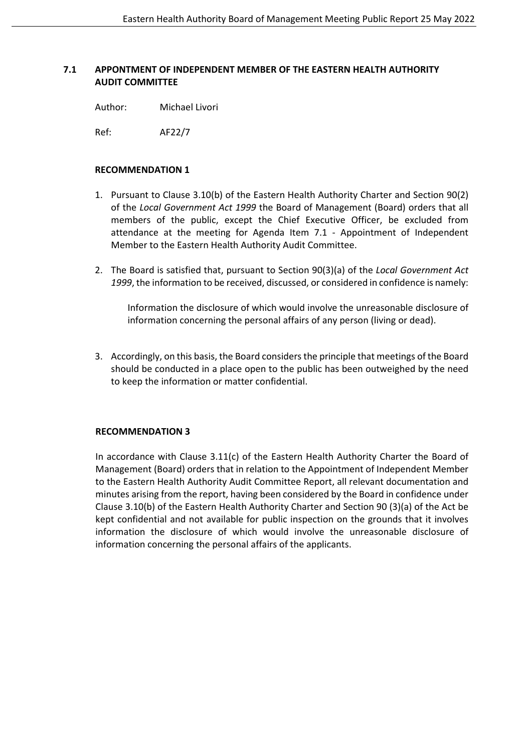## 7.1 APPONTMENT OF INDEPENDENT MEMBER OF THE EASTERN HEALTH AUTHORITY AUDIT COMMITTEE

Author: Michael Livori

Ref: AF22/7

### RECOMMENDATION 1

1. Pursuant to Clause 3.10(b) of the Eastern Health Authority Charter and Section 90(2) of the *Local Government Act 1999* the Board of Management (Board) orders that all members of the public, except the Chief Executive Officer, be excluded from attendance at the meeting for Agenda Item 7.1 - Appointment of Independent Member to the Eastern Health Authority Audit Committee.

2. The Board is satisfied that, pursuant to Section 90(3)(a) of the *Local Government Act 1999*, the information to be received, discussed, or considered in confidence is namely:

   Information the disclosure of which would involve the unreasonable disclosure of information concerning the personal affairs of any person (living or dead).

3. Accordingly, on this basis, the Board considers the principle that meetings of the Board should be conducted in a place open to the public has been outweighed by the need to keep the information or matter confidential.

### RECOMMENDATION 3

In accordance with Clause 3.11(c) of the Eastern Health Authority Charter the Board of Management (Board) orders that in relation to the Appointment of Independent Member to the Eastern Health Authority Audit Committee Report, all relevant documentation and minutes arising from the report, having been considered by the Board in confidence under Clause 3.10(b) of the Eastern Health Authority Charter and Section 90 (3)(a) of the Act be kept confidential and not available for public inspection on the grounds that it involves information the disclosure of which would involve the unreasonable disclosure of information concerning the personal affairs of the applicants.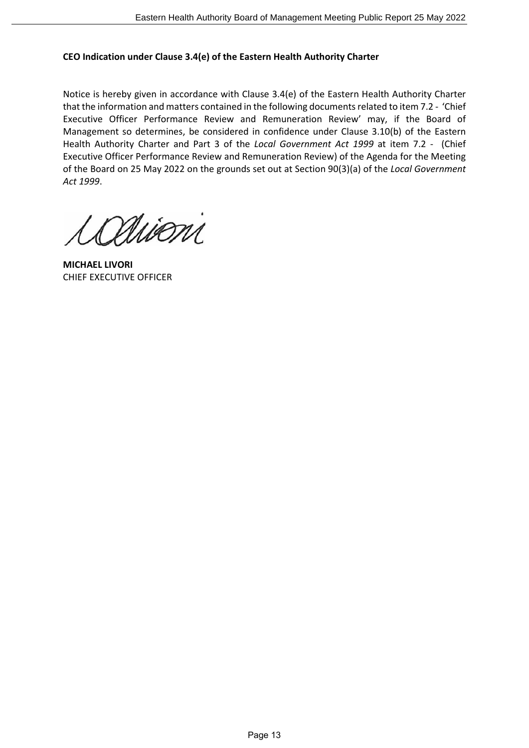**CEO Indication under Clause 3.4(e) of the Eastern Health Authority Charter**

Notice is hereby given in accordance with Clause 3.4(e) of the Eastern Health Authority Charter that the information and matters contained in the following documents related to item 7.2 - 'Chief Executive Officer Performance Review and Remuneration Review' may, if the Board of Management so determines, be considered in confidence under Clause 3.10(b) of the Eastern Health Authority Charter and Part 3 of the *Local Government Act 1999* at item 7.2 - (Chief Executive Officer Performance Review and Remuneration Review) of the Agenda for the Meeting of the Board on 25 May 2022 on the grounds set out at Section 90(3)(a) of the *Local Government Act 1999*.

**MICHAEL LIVORI**
CHIEF EXECUTIVE OFFICER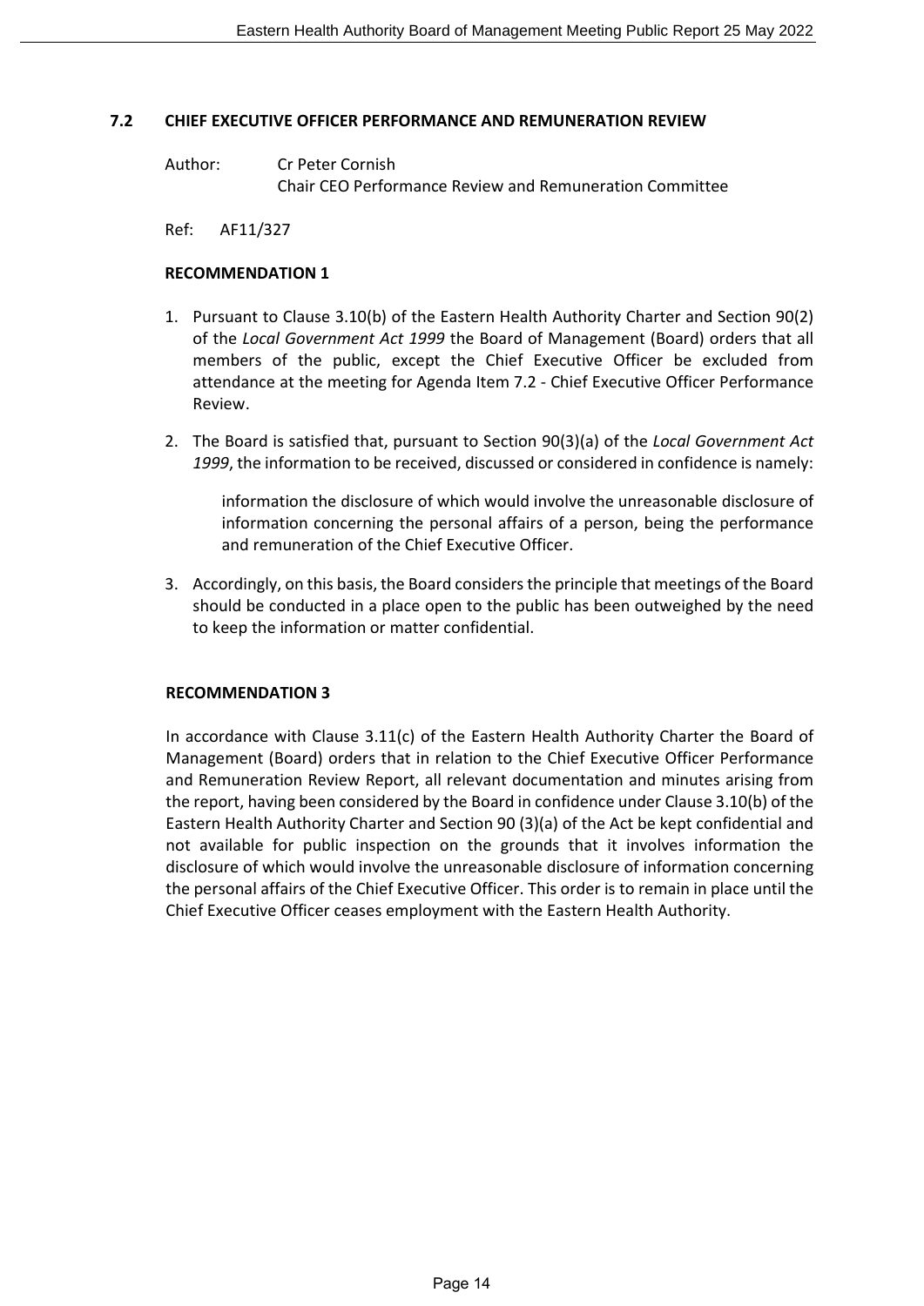## 7.2 CHIEF EXECUTIVE OFFICER PERFORMANCE AND REMUNERATION REVIEW

Author: Cr Peter Cornish
Chair CEO Performance Review and Remuneration Committee

Ref: AF11/327

### RECOMMENDATION 1

1. Pursuant to Clause 3.10(b) of the Eastern Health Authority Charter and Section 90(2) of the *Local Government Act 1999* the Board of Management (Board) orders that all members of the public, except the Chief Executive Officer be excluded from attendance at the meeting for Agenda Item 7.2 - Chief Executive Officer Performance Review.

2. The Board is satisfied that, pursuant to Section 90(3)(a) of the *Local Government Act 1999*, the information to be received, discussed or considered in confidence is namely:

   information the disclosure of which would involve the unreasonable disclosure of information concerning the personal affairs of a person, being the performance and remuneration of the Chief Executive Officer.

3. Accordingly, on this basis, the Board considers the principle that meetings of the Board should be conducted in a place open to the public has been outweighed by the need to keep the information or matter confidential.

### RECOMMENDATION 3

In accordance with Clause 3.11(c) of the Eastern Health Authority Charter the Board of Management (Board) orders that in relation to the Chief Executive Officer Performance and Remuneration Review Report, all relevant documentation and minutes arising from the report, having been considered by the Board in confidence under Clause 3.10(b) of the Eastern Health Authority Charter and Section 90 (3)(a) of the Act be kept confidential and not available for public inspection on the grounds that it involves information the disclosure of which would involve the unreasonable disclosure of information concerning the personal affairs of the Chief Executive Officer. This order is to remain in place until the Chief Executive Officer ceases employment with the Eastern Health Authority.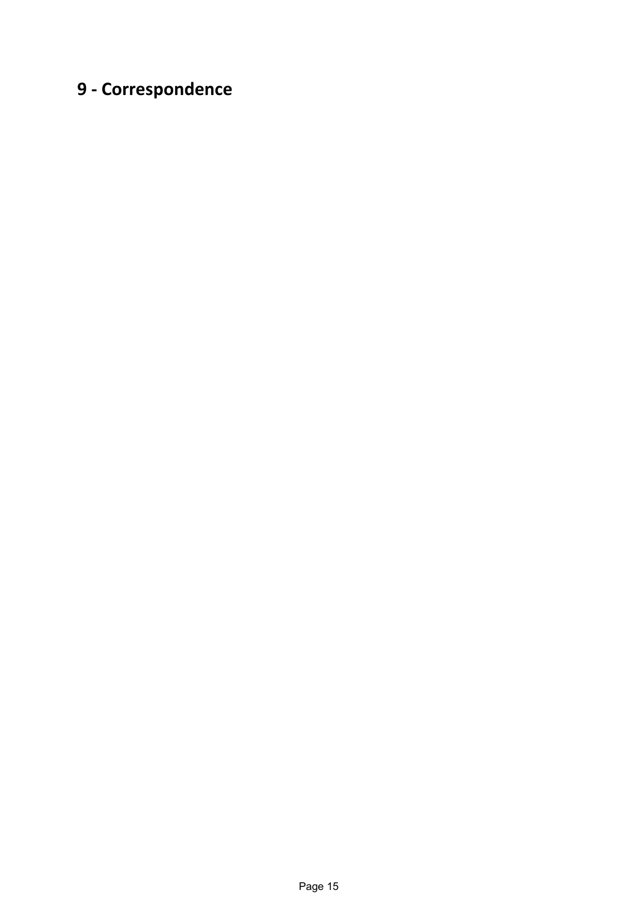# 9 - Correspondence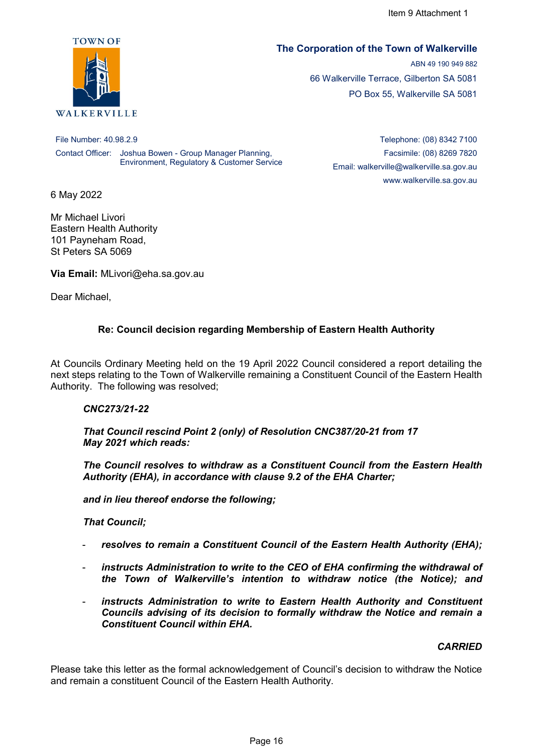Item 9 Attachment 1

**The Corporation of the Town of Walkerville**

ABN 49 190 949 882

66 Walkerville Terrace, Gilberton SA 5081

PO Box 55, Walkerville SA 5081

TOWN OF WALKERVILLE

File Number: 40.98.2.9

Contact Officer: Joshua Bowen - Group Manager Planning, Environment, Regulatory & Customer Service

Telephone: (08) 8342 7100

Facsimile: (08) 8269 7820

Email: walkerville@walkerville.sa.gov.au

www.walkerville.sa.gov.au

6 May 2022

Mr Michael Livori
Eastern Health Authority
101 Payneham Road,
St Peters SA 5069

**Via Email:** MLivori@eha.sa.gov.au

Dear Michael,

**Re: Council decision regarding Membership of Eastern Health Authority**

At Councils Ordinary Meeting held on the 19 April 2022 Council considered a report detailing the next steps relating to the Town of Walkerville remaining a Constituent Council of the Eastern Health Authority. The following was resolved;

***CNC273/21-22***

***That Council rescind Point 2 (only) of Resolution CNC387/20-21 from 17 May 2021 which reads:***

***The Council resolves to withdraw as a Constituent Council from the Eastern Health Authority (EHA), in accordance with clause 9.2 of the EHA Charter;***

***and in lieu thereof endorse the following;***

***That Council;***

- ***resolves to remain a Constituent Council of the Eastern Health Authority (EHA);***
- ***instructs Administration to write to the CEO of EHA confirming the withdrawal of the Town of Walkerville's intention to withdraw notice (the Notice); and***
- ***instructs Administration to write to Eastern Health Authority and Constituent Councils advising of its decision to formally withdraw the Notice and remain a Constituent Council within EHA.***

***CARRIED***

Please take this letter as the formal acknowledgement of Council's decision to withdraw the Notice and remain a constituent Council of the Eastern Health Authority.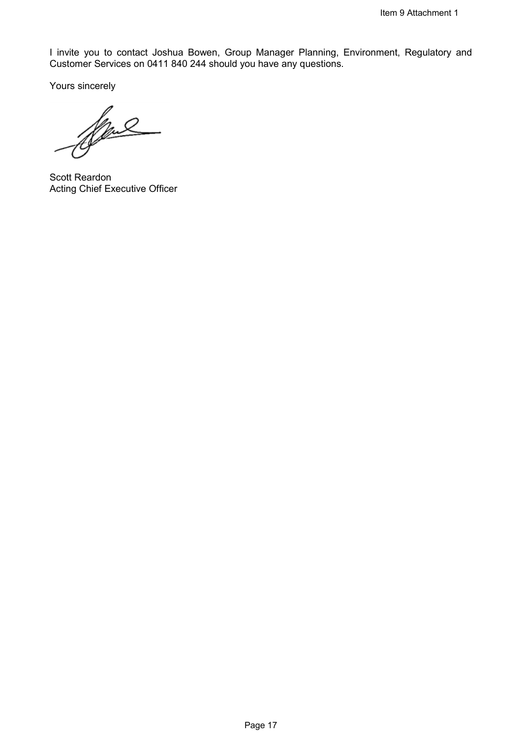I invite you to contact Joshua Bowen, Group Manager Planning, Environment, Regulatory and Customer Services on 0411 840 244 should you have any questions.

Yours sincerely

Scott Reardon
Acting Chief Executive Officer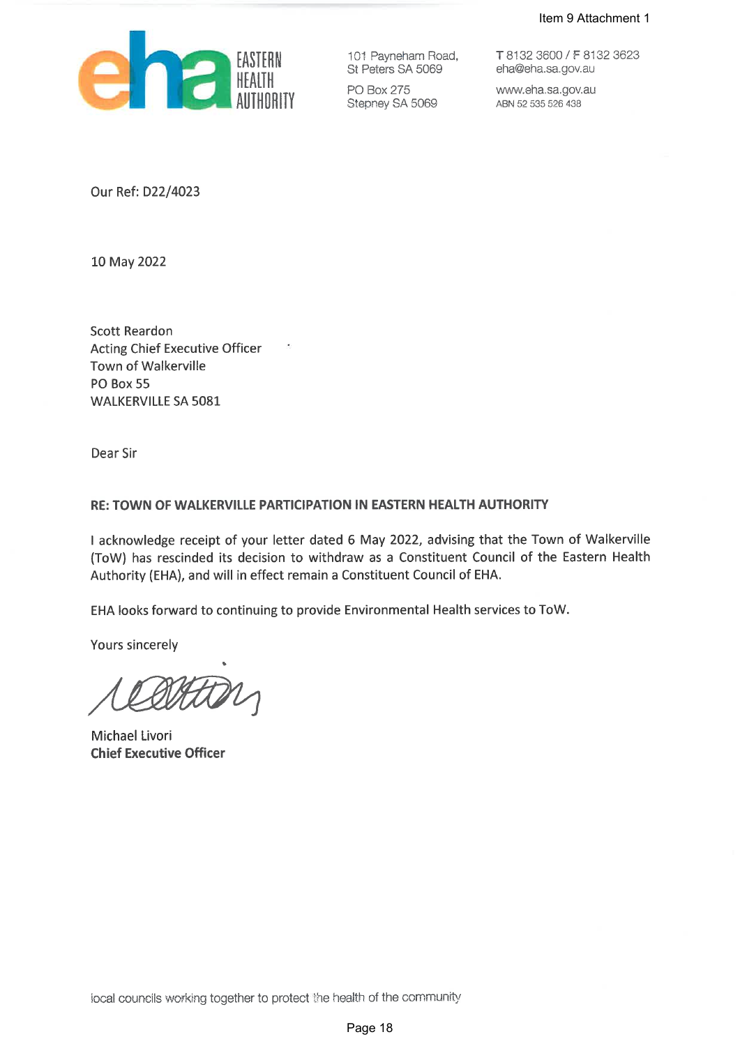Item 9 Attachment 1

EASTERN HEALTH AUTHORITY

101 Payneham Road,
St Peters SA 5069

PO Box 275
Stepney SA 5069

T 8132 3600 / F 8132 3623
eha@eha.sa.gov.au

www.eha.sa.gov.au
ABN 52 535 526 438

Our Ref: D22/4023

10 May 2022

Scott Reardon
Acting Chief Executive Officer
Town of Walkerville
PO Box 55
WALKERVILLE SA 5081

Dear Sir

**RE: TOWN OF WALKERVILLE PARTICIPATION IN EASTERN HEALTH AUTHORITY**

I acknowledge receipt of your letter dated 6 May 2022, advising that the Town of Walkerville (ToW) has rescinded its decision to withdraw as a Constituent Council of the Eastern Health Authority (EHA), and will in effect remain a Constituent Council of EHA.

EHA looks forward to continuing to provide Environmental Health services to ToW.

Yours sincerely

Michael Livori
**Chief Executive Officer**

local councils working together to protect the health of the community